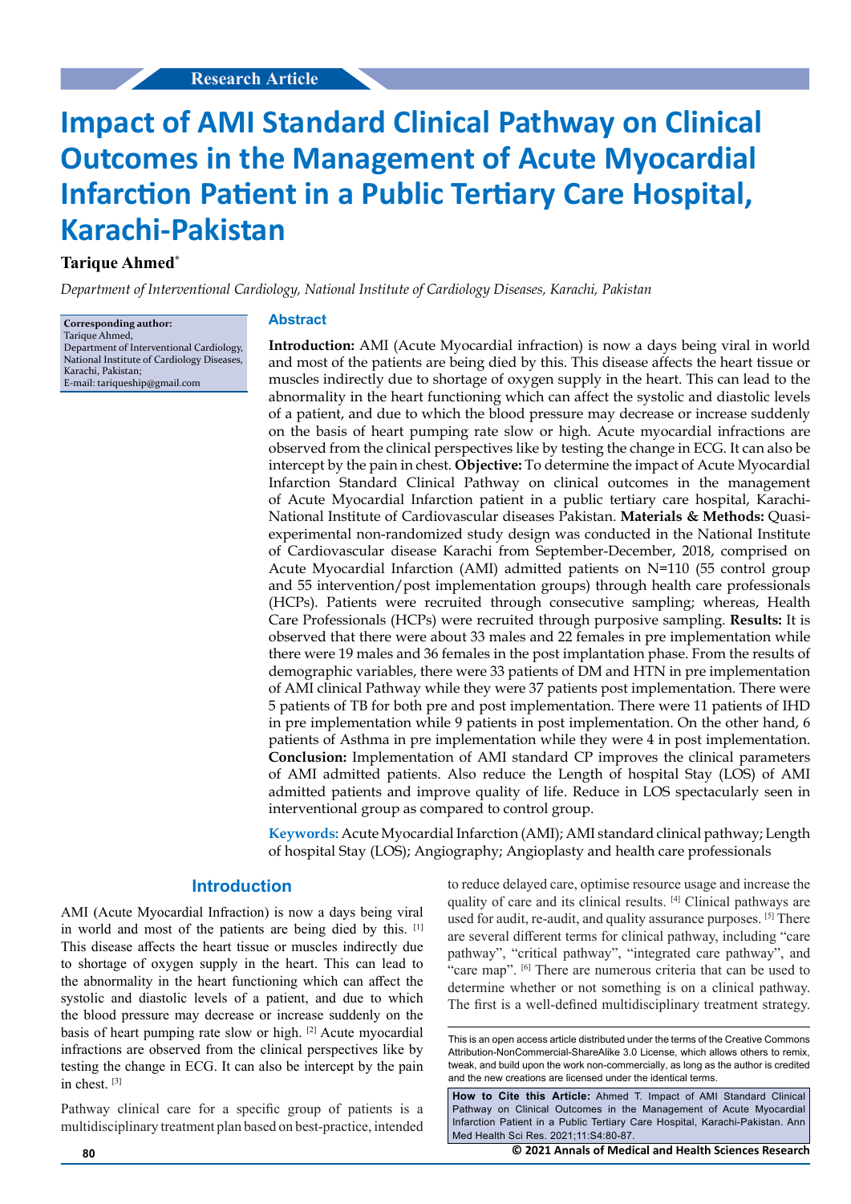Research Article

# Impact of AMI Standard Clinical Pathway on Clinical Outcomes in the Management of Acute Myocardial Infarction Patient in a Public Tertiary Care Hospital, Karachi-Pakistan

**Tarique Ahmed***

*Department of Interventional Cardiology, National Institute of Cardiology Diseases, Karachi, Pakistan*

**Corresponding author:**
Tarique Ahmed,
Department of Interventional Cardiology,
National Institute of Cardiology Diseases,
Karachi, Pakistan;
E-mail: tariqueship@gmail.com

## Abstract

**Introduction:** AMI (Acute Myocardial infraction) is now a days being viral in world and most of the patients are being died by this. This disease affects the heart tissue or muscles indirectly due to shortage of oxygen supply in the heart. This can lead to the abnormality in the heart functioning which can affect the systolic and diastolic levels of a patient, and due to which the blood pressure may decrease or increase suddenly on the basis of heart pumping rate slow or high. Acute myocardial infractions are observed from the clinical perspectives like by testing the change in ECG. It can also be intercept by the pain in chest. **Objective:** To determine the impact of Acute Myocardial Infarction Standard Clinical Pathway on clinical outcomes in the management of Acute Myocardial Infarction patient in a public tertiary care hospital, Karachi-National Institute of Cardiovascular diseases Pakistan. **Materials & Methods:** Quasi-experimental non-randomized study design was conducted in the National Institute of Cardiovascular disease Karachi from September-December, 2018, comprised on Acute Myocardial Infarction (AMI) admitted patients on N=110 (55 control group and 55 intervention/post implementation groups) through health care professionals (HCPs). Patients were recruited through consecutive sampling; whereas, Health Care Professionals (HCPs) were recruited through purposive sampling. **Results:** It is observed that there were about 33 males and 22 females in pre implementation while there were 19 males and 36 females in the post implantation phase. From the results of demographic variables, there were 33 patients of DM and HTN in pre implementation of AMI clinical Pathway while they were 37 patients post implementation. There were 5 patients of TB for both pre and post implementation. There were 11 patients of IHD in pre implementation while 9 patients in post implementation. On the other hand, 6 patients of Asthma in pre implementation while they were 4 in post implementation. **Conclusion:** Implementation of AMI standard CP improves the clinical parameters of AMI admitted patients. Also reduce the Length of hospital Stay (LOS) of AMI admitted patients and improve quality of life. Reduce in LOS spectacularly seen in interventional group as compared to control group.

**Keywords:** Acute Myocardial Infarction (AMI); AMI standard clinical pathway; Length of hospital Stay (LOS); Angiography; Angioplasty and health care professionals

## Introduction

AMI (Acute Myocardial Infraction) is now a days being viral in world and most of the patients are being died by this. [1] This disease affects the heart tissue or muscles indirectly due to shortage of oxygen supply in the heart. This can lead to the abnormality in the heart functioning which can affect the systolic and diastolic levels of a patient, and due to which the blood pressure may decrease or increase suddenly on the basis of heart pumping rate slow or high. [2] Acute myocardial infractions are observed from the clinical perspectives like by testing the change in ECG. It can also be intercept by the pain in chest. [3]

Pathway clinical care for a specific group of patients is a multidisciplinary treatment plan based on best-practice, intended to reduce delayed care, optimise resource usage and increase the quality of care and its clinical results. [4] Clinical pathways are used for audit, re-audit, and quality assurance purposes. [5] There are several different terms for clinical pathway, including "care pathway", "critical pathway", "integrated care pathway", and "care map". [6] There are numerous criteria that can be used to determine whether or not something is on a clinical pathway. The first is a well-defined multidisciplinary treatment strategy.

This is an open access article distributed under the terms of the Creative Commons Attribution-NonCommercial-ShareAlike 3.0 License, which allows others to remix, tweak, and build upon the work non-commercially, as long as the author is credited and the new creations are licensed under the identical terms.

**How to Cite this Article:** Ahmed T. Impact of AMI Standard Clinical Pathway on Clinical Outcomes in the Management of Acute Myocardial Infarction Patient in a Public Tertiary Care Hospital, Karachi-Pakistan. Ann Med Health Sci Res. 2021;11:S4:80-87.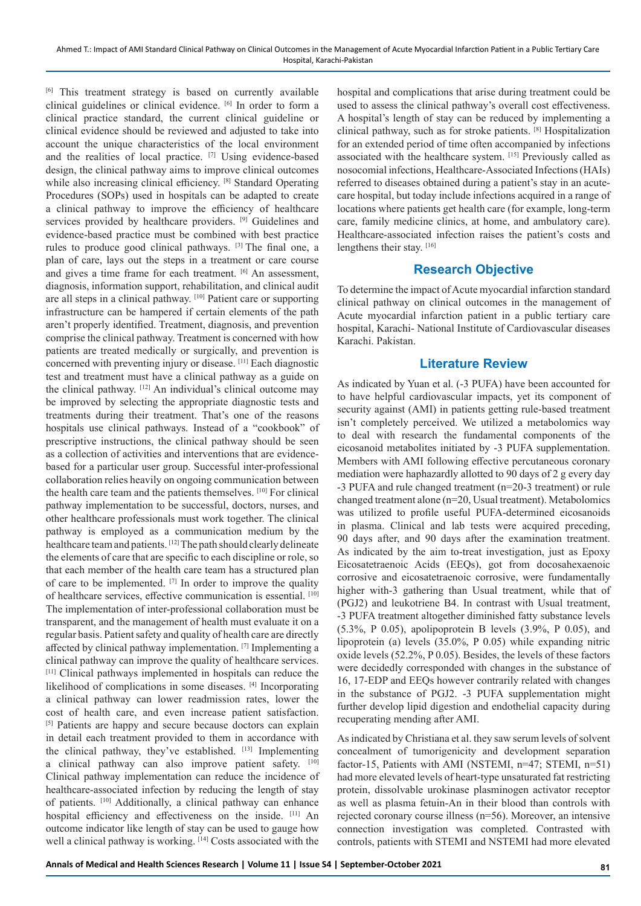[6] This treatment strategy is based on currently available clinical guidelines or clinical evidence. [6] In order to form a clinical practice standard, the current clinical guideline or clinical evidence should be reviewed and adjusted to take into account the unique characteristics of the local environment and the realities of local practice. [7] Using evidence-based design, the clinical pathway aims to improve clinical outcomes while also increasing clinical efficiency. [8] Standard Operating Procedures (SOPs) used in hospitals can be adapted to create a clinical pathway to improve the efficiency of healthcare services provided by healthcare providers. [9] Guidelines and evidence-based practice must be combined with best practice rules to produce good clinical pathways. [3] The final one, a plan of care, lays out the steps in a treatment or care course and gives a time frame for each treatment. [6] An assessment, diagnosis, information support, rehabilitation, and clinical audit are all steps in a clinical pathway. [10] Patient care or supporting infrastructure can be hampered if certain elements of the path aren't properly identified. Treatment, diagnosis, and prevention comprise the clinical pathway. Treatment is concerned with how patients are treated medically or surgically, and prevention is concerned with preventing injury or disease. [11] Each diagnostic test and treatment must have a clinical pathway as a guide on the clinical pathway. [12] An individual's clinical outcome may be improved by selecting the appropriate diagnostic tests and treatments during their treatment. That's one of the reasons hospitals use clinical pathways. Instead of a "cookbook" of prescriptive instructions, the clinical pathway should be seen as a collection of activities and interventions that are evidence-based for a particular user group. Successful inter-professional collaboration relies heavily on ongoing communication between the health care team and the patients themselves. [10] For clinical pathway implementation to be successful, doctors, nurses, and other healthcare professionals must work together. The clinical pathway is employed as a communication medium by the healthcare team and patients. [12] The path should clearly delineate the elements of care that are specific to each discipline or role, so that each member of the health care team has a structured plan of care to be implemented. [7] In order to improve the quality of healthcare services, effective communication is essential. [10] The implementation of inter-professional collaboration must be transparent, and the management of health must evaluate it on a regular basis. Patient safety and quality of health care are directly affected by clinical pathway implementation. [7] Implementing a clinical pathway can improve the quality of healthcare services. [11] Clinical pathways implemented in hospitals can reduce the likelihood of complications in some diseases. [4] Incorporating a clinical pathway can lower readmission rates, lower the cost of health care, and even increase patient satisfaction. [5] Patients are happy and secure because doctors can explain in detail each treatment provided to them in accordance with the clinical pathway, they've established. [13] Implementing a clinical pathway can also improve patient safety. [10] Clinical pathway implementation can reduce the incidence of healthcare-associated infection by reducing the length of stay of patients. [10] Additionally, a clinical pathway can enhance hospital efficiency and effectiveness on the inside. [11] An outcome indicator like length of stay can be used to gauge how well a clinical pathway is working. [14] Costs associated with the hospital and complications that arise during treatment could be used to assess the clinical pathway's overall cost effectiveness. A hospital's length of stay can be reduced by implementing a clinical pathway, such as for stroke patients. [8] Hospitalization for an extended period of time often accompanied by infections associated with the healthcare system. [15] Previously called as nosocomial infections, Healthcare-Associated Infections (HAIs) referred to diseases obtained during a patient's stay in an acute-care hospital, but today include infections acquired in a range of locations where patients get health care (for example, long-term care, family medicine clinics, at home, and ambulatory care). Healthcare-associated infection raises the patient's costs and lengthens their stay. [16]

## Research Objective

To determine the impact of Acute myocardial infarction standard clinical pathway on clinical outcomes in the management of Acute myocardial infarction patient in a public tertiary care hospital, Karachi- National Institute of Cardiovascular diseases Karachi. Pakistan.

## Literature Review

As indicated by Yuan et al. (-3 PUFA) have been accounted for to have helpful cardiovascular impacts, yet its component of security against (AMI) in patients getting rule-based treatment isn't completely perceived. We utilized a metabolomics way to deal with research the fundamental components of the eicosanoid metabolites initiated by -3 PUFA supplementation. Members with AMI following effective percutaneous coronary mediation were haphazardly allotted to 90 days of 2 g every day -3 PUFA and rule changed treatment (n=20-3 treatment) or rule changed treatment alone (n=20, Usual treatment). Metabolomics was utilized to profile useful PUFA-determined eicosanoids in plasma. Clinical and lab tests were acquired preceding, 90 days after, and 90 days after the examination treatment. As indicated by the aim to-treat investigation, just as Epoxy Eicosatetraenoic Acids (EEQs), got from docosahexaenoic corrosive and eicosatetraenoic corrosive, were fundamentally higher with-3 gathering than Usual treatment, while that of (PGJ2) and leukotriene B4. In contrast with Usual treatment, -3 PUFA treatment altogether diminished fatty substance levels (5.3%, P 0.05), apolipoprotein B levels (3.9%, P 0.05), and lipoprotein (a) levels (35.0%, P 0.05) while expanding nitric oxide levels (52.2%, P 0.05). Besides, the levels of these factors were decidedly corresponded with changes in the substance of 16, 17-EDP and EEQs however contrarily related with changes in the substance of PGJ2. -3 PUFA supplementation might further develop lipid digestion and endothelial capacity during recuperating mending after AMI.

As indicated by Christiana et al. they saw serum levels of solvent concealment of tumorigenicity and development separation factor-15, Patients with AMI (NSTEMI, n=47; STEMI, n=51) had more elevated levels of heart-type unsaturated fat restricting protein, dissolvable urokinase plasminogen activator receptor as well as plasma fetuin-An in their blood than controls with rejected coronary course illness (n=56). Moreover, an intensive connection investigation was completed. Contrasted with controls, patients with STEMI and NSTEMI had more elevated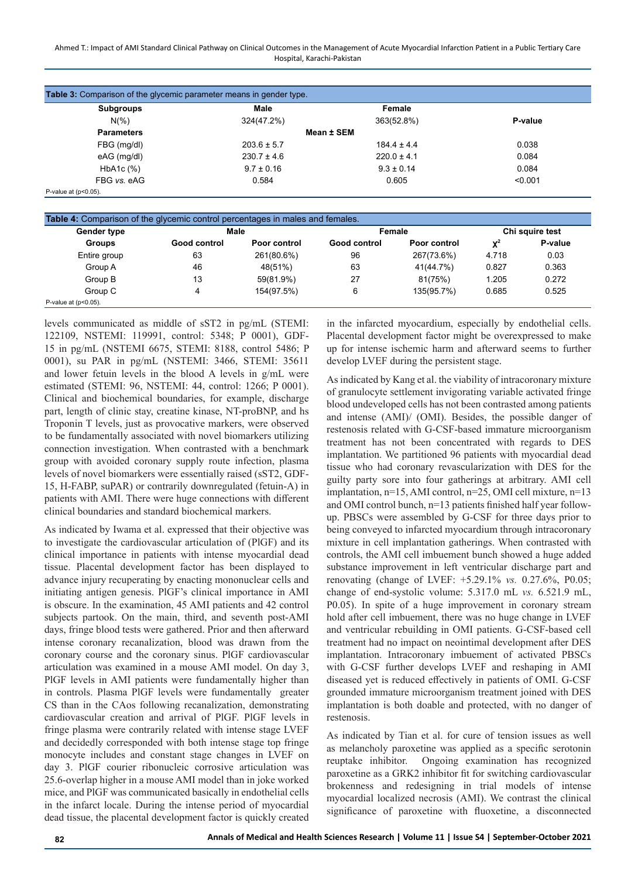**Table 3:** Comparison of the glycemic parameter means in gender type.

| Subgroups | Male | Female | |
|---|---|---|---|
| N(%) | 324(47.2%) | 363(52.8%) | P-value |
| Parameters | Mean ± SEM | | |
| FBG (mg/dl) | 203.6 ± 5.7 | 184.4 ± 4.4 | 0.038 |
| eAG (mg/dl) | 230.7 ± 4.6 | 220.0 ± 4.1 | 0.084 |
| HbA1c (%) | 9.7 ± 0.16 | 9.3 ± 0.14 | 0.084 |
| FBG *vs.* eAG | 0.584 | 0.605 | <0.001 |

P-value at (p<0.05).

**Table 4:** Comparison of the glycemic control percentages in males and females.

| Gender type | Male | | Female | | Chi squire test | |
|---|---|---|---|---|---|---|
| Groups | Good control | Poor control | Good control | Poor control | $\chi^2$ | P-value |
| Entire group | 63 | 261(80.6%) | 96 | 267(73.6%) | 4.718 | 0.03 |
| Group A | 46 | 48(51%) | 63 | 41(44.7%) | 0.827 | 0.363 |
| Group B | 13 | 59(81.9%) | 27 | 81(75%) | 1.205 | 0.272 |
| Group C | 4 | 154(97.5%) | 6 | 135(95.7%) | 0.685 | 0.525 |

P-value at (p<0.05).

levels communicated as middle of sST2 in pg/mL (STEMI: 122109, NSTEMI: 119991, control: 5348; P 0001), GDF-15 in pg/mL (NSTEMI 6675, STEMI: 8188, control 5486; P 0001), su PAR in pg/mL (NSTEMI: 3466, STEMI: 35611 and lower fetuin levels in the blood A levels in g/mL were estimated (STEMI: 96, NSTEMI: 44, control: 1266; P 0001). Clinical and biochemical boundaries, for example, discharge part, length of clinic stay, creatine kinase, NT-proBNP, and hs Troponin T levels, just as provocative markers, were observed to be fundamentally associated with novel biomarkers utilizing connection investigation. When contrasted with a benchmark group with avoided coronary supply route infection, plasma levels of novel biomarkers were essentially raised (sST2, GDF-15, H-FABP, suPAR) or contrarily downregulated (fetuin-A) in patients with AMI. There were huge connections with different clinical boundaries and standard biochemical markers.

As indicated by Iwama et al. expressed that their objective was to investigate the cardiovascular articulation of (PlGF) and its clinical importance in patients with intense myocardial dead tissue. Placental development factor has been displayed to advance injury recuperating by enacting mononuclear cells and initiating antigen genesis. PlGF's clinical importance in AMI is obscure. In the examination, 45 AMI patients and 42 control subjects partook. On the main, third, and seventh post-AMI days, fringe blood tests were gathered. Prior and then afterward intense coronary recanalization, blood was drawn from the coronary course and the coronary sinus. PlGF cardiovascular articulation was examined in a mouse AMI model. On day 3, PlGF levels in AMI patients were fundamentally higher than in controls. Plasma PlGF levels were fundamentally greater CS than in the CAos following recanalization, demonstrating cardiovascular creation and arrival of PlGF. PlGF levels in fringe plasma were contrarily related with intense stage LVEF and decidedly corresponded with both intense stage top fringe monocyte includes and constant stage changes in LVEF on day 3. PlGF courier ribonucleic corrosive articulation was 25.6-overlap higher in a mouse AMI model than in joke worked mice, and PlGF was communicated basically in endothelial cells in the infarct locale. During the intense period of myocardial dead tissue, the placental development factor is quickly created in the infarcted myocardium, especially by endothelial cells. Placental development factor might be overexpressed to make up for intense ischemic harm and afterward seems to further develop LVEF during the persistent stage.

As indicated by Kang et al. the viability of intracoronary mixture of granulocyte settlement invigorating variable activated fringe blood undeveloped cells has not been contrasted among patients and intense (AMI)/ (OMI). Besides, the possible danger of restenosis related with G-CSF-based immature microorganism treatment has not been concentrated with regards to DES implantation. We partitioned 96 patients with myocardial dead tissue who had coronary revascularization with DES for the guilty party sore into four gatherings at arbitrary. AMI cell implantation, n=15, AMI control, n=25, OMI cell mixture, n=13 and OMI control bunch, n=13 patients finished half year follow-up. PBSCs were assembled by G-CSF for three days prior to being conveyed to infarcted myocardium through intracoronary mixture in cell implantation gatherings. When contrasted with controls, the AMI cell imbuement bunch showed a huge added substance improvement in left ventricular discharge part and renovating (change of LVEF: +5.29.1% *vs.* 0.27.6%, P0.05; change of end-systolic volume: 5.317.0 mL *vs.* 6.521.9 mL, P0.05). In spite of a huge improvement in coronary stream hold after cell imbuement, there was no huge change in LVEF and ventricular rebuilding in OMI patients. G-CSF-based cell treatment had no impact on neointimal development after DES implantation. Intracoronary imbuement of activated PBSCs with G-CSF further develops LVEF and reshaping in AMI diseased yet is reduced effectively in patients of OMI. G-CSF grounded immature microorganism treatment joined with DES implantation is both doable and protected, with no danger of restenosis.

As indicated by Tian et al. for cure of tension issues as well as melancholy paroxetine was applied as a specific serotonin reuptake inhibitor. Ongoing examination has recognized paroxetine as a GRK2 inhibitor fit for switching cardiovascular brokenness and redesigning in trial models of intense myocardial localized necrosis (AMI). We contrast the clinical significance of paroxetine with fluoxetine, a disconnected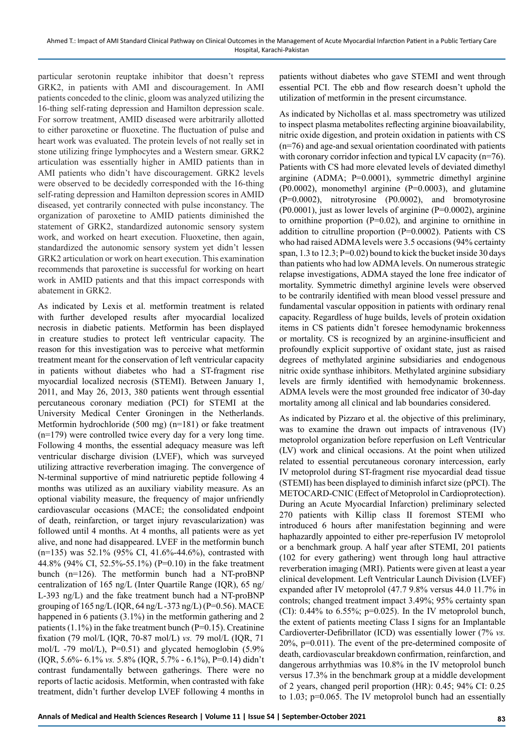particular serotonin reuptake inhibitor that doesn't repress GRK2, in patients with AMI and discouragement. In AMI patients conceded to the clinic, gloom was analyzed utilizing the 16-thing self-rating depression and Hamilton depression scale. For sorrow treatment, AMID diseased were arbitrarily allotted to either paroxetine or fluoxetine. The fluctuation of pulse and heart work was evaluated. The protein levels of not really set in stone utilizing fringe lymphocytes and a Western smear. GRK2 articulation was essentially higher in AMID patients than in AMI patients who didn't have discouragement. GRK2 levels were observed to be decidedly corresponded with the 16-thing self-rating depression and Hamilton depression scores in AMID diseased, yet contrarily connected with pulse inconstancy. The organization of paroxetine to AMID patients diminished the statement of GRK2, standardized autonomic sensory system work, and worked on heart execution. Fluoxetine, then again, standardized the autonomic sensory system yet didn't lessen GRK2 articulation or work on heart execution. This examination recommends that paroxetine is successful for working on heart work in AMID patients and that this impact corresponds with abatement in GRK2.

As indicated by Lexis et al. metformin treatment is related with further developed results after myocardial localized necrosis in diabetic patients. Metformin has been displayed in creature studies to protect left ventricular capacity. The reason for this investigation was to perceive what metformin treatment meant for the conservation of left ventricular capacity in patients without diabetes who had a ST-fragment rise myocardial localized necrosis (STEMI). Between January 1, 2011, and May 26, 2013, 380 patients went through essential percutaneous coronary mediation (PCI) for STEMI at the University Medical Center Groningen in the Netherlands. Metformin hydrochloride (500 mg) (n=181) or fake treatment (n=179) were controlled twice every day for a very long time. Following 4 months, the essential adequacy measure was left ventricular discharge division (LVEF), which was surveyed utilizing attractive reverberation imaging. The convergence of N-terminal supportive of mind natriuretic peptide following 4 months was utilized as an auxiliary viability measure. As an optional viability measure, the frequency of major unfriendly cardiovascular occasions (MACE; the consolidated endpoint of death, reinfarction, or target injury revascularization) was followed until 4 months. At 4 months, all patients were as yet alive, and none had disappeared. LVEF in the metformin bunch (n=135) was 52.1% (95% CI, 41.6%-44.6%), contrasted with 44.8% (94% CI, 52.5%-55.1%) in the fake treatment bunch (n=126). The metformin bunch had a NT-proBNP centralization of 165 ng/L (Inter Quartile Range (IQR), 65 ng/L-393 ng/L) and the fake treatment bunch had a NT-proBNP grouping of 165 ng/L (IQR, 64 ng/L -373 ng/L) (P=0.56). MACE happened in 6 patients (3.1%) in the metformin gathering and 2 patients (1.1%) in the fake treatment bunch (P=0.15). Creatinine fixation (79 mol/L (IQR, 70-87 mol/L) *vs.* 79 mol/L (IQR, 71 mol/L -79 mol/L), P=0.51) and glycated hemoglobin (5.9% (IQR, 5.6%- 6.1% *vs.* 5.8% (IQR, 5.7% - 6.1%), P=0.14) didn't contrast fundamentally between gatherings. There were no reports of lactic acidosis. Metformin, when contrasted with fake treatment, didn't further develop LVEF following 4 months in patients without diabetes who gave STEMI and went through essential PCI. The ebb and flow research doesn't uphold the utilization of metformin in the present circumstance.

As indicated by Nichollas et al. mass spectrometry was utilized to inspect plasma metabolites reflecting arginine bioavailability, nitric oxide digestion, and protein oxidation in patients with CS (n=76) and age-and sexual orientation coordinated with patients with coronary corridor infection and typical LV capacity (n=76). Patients with CS had more elevated levels of deviated dimethyl arginine (ADMA; P=0.0001), symmetric dimethyl arginine (P0.0002), monomethyl arginine (P=0.0003), and glutamine (P=0.0002), nitrotyrosine (P0.0002), and bromotyrosine (P0.0001), just as lower levels of arginine (P=0.0002), arginine to ornithine proportion (P=0.02), and arginine to ornithine in addition to citrulline proportion (P=0.0002). Patients with CS who had raised ADMA levels were 3.5 occasions (94% certainty span, 1.3 to 12.3; P=0.02) bound to kick the bucket inside 30 days than patients who had low ADMA levels. On numerous strategic relapse investigations, ADMA stayed the lone free indicator of mortality. Symmetric dimethyl arginine levels were observed to be contrarily identified with mean blood vessel pressure and fundamental vascular opposition in patients with ordinary renal capacity. Regardless of huge builds, levels of protein oxidation items in CS patients didn't foresee hemodynamic brokenness or mortality. CS is recognized by an arginine-insufficient and profoundly explicit supportive of oxidant state, just as raised degrees of methylated arginine subsidiaries and endogenous nitric oxide synthase inhibitors. Methylated arginine subsidiary levels are firmly identified with hemodynamic brokenness. ADMA levels were the most grounded free indicator of 30-day mortality among all clinical and lab boundaries considered.

As indicated by Pizzaro et al. the objective of this preliminary, was to examine the drawn out impacts of intravenous (IV) metoprolol organization before reperfusion on Left Ventricular (LV) work and clinical occasions. At the point when utilized related to essential percutaneous coronary intercession, early IV metoprolol during ST-fragment rise myocardial dead tissue (STEMI) has been displayed to diminish infarct size (pPCI). The METOCARD-CNIC (Effect of Metoprolol in Cardioprotection). During an Acute Myocardial Infarction) preliminary selected 270 patients with Killip class II foremost STEMI who introduced 6 hours after manifestation beginning and were haphazardly appointed to either pre-reperfusion IV metoprolol or a benchmark group. A half year after STEMI, 201 patients (102 for every gathering) went through long haul attractive reverberation imaging (MRI). Patients were given at least a year clinical development. Left Ventricular Launch Division (LVEF) expanded after IV metoprolol (47.7 9.8% versus 44.0 11.7% in controls; changed treatment impact 3.49%; 95% certainty span (CI): 0.44% to 6.55%; p=0.025). In the IV metoprolol bunch, the extent of patients meeting Class I signs for an Implantable Cardioverter-Defibrillator (ICD) was essentially lower (7% *vs.* 20%, p=0.011). The event of the pre-determined composite of death, cardiovascular breakdown confirmation, reinfarction, and dangerous arrhythmias was 10.8% in the IV metoprolol bunch versus 17.3% in the benchmark group at a middle development of 2 years, changed peril proportion (HR): 0.45; 94% CI: 0.25 to 1.03; p=0.065. The IV metoprolol bunch had an essentially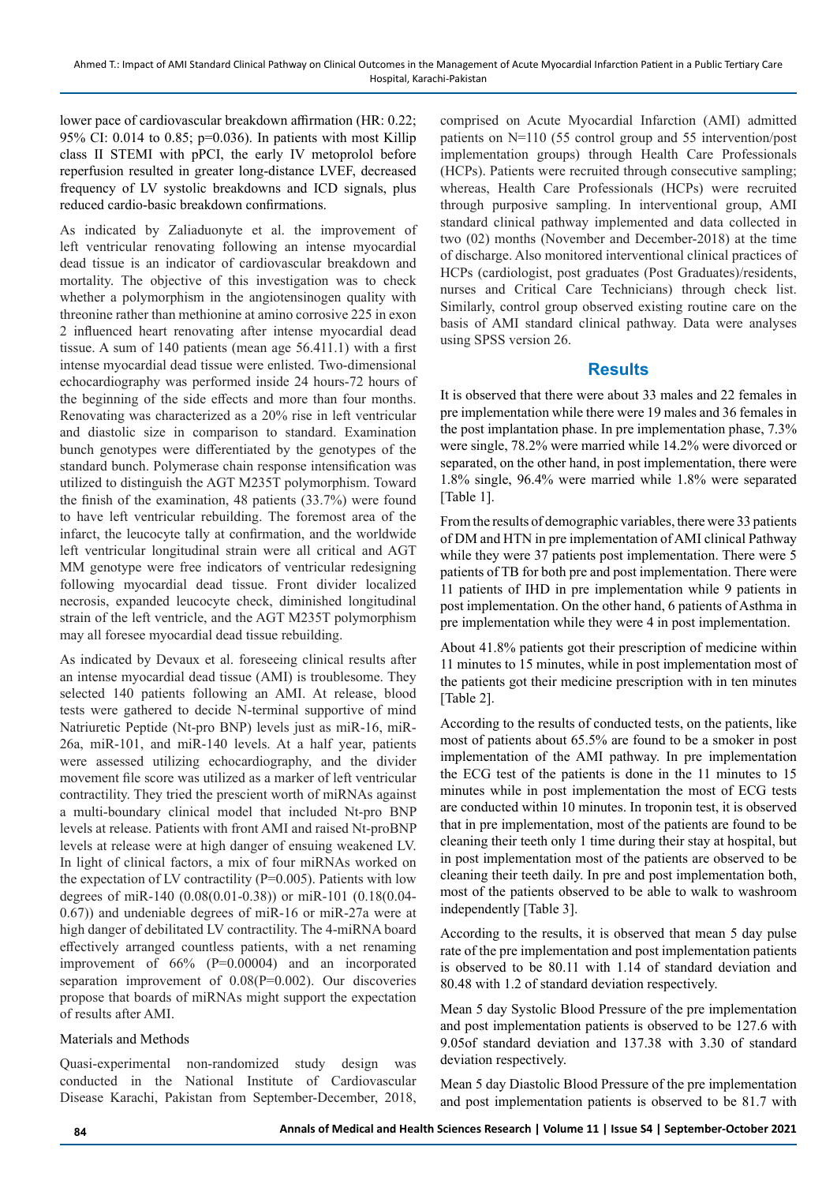lower pace of cardiovascular breakdown affirmation (HR: 0.22; 95% CI: 0.014 to 0.85; p=0.036). In patients with most Killip class II STEMI with pPCI, the early IV metoprolol before reperfusion resulted in greater long-distance LVEF, decreased frequency of LV systolic breakdowns and ICD signals, plus reduced cardio-basic breakdown confirmations.

As indicated by Zaliaduonyte et al. the improvement of left ventricular renovating following an intense myocardial dead tissue is an indicator of cardiovascular breakdown and mortality. The objective of this investigation was to check whether a polymorphism in the angiotensinogen quality with threonine rather than methionine at amino corrosive 225 in exon 2 influenced heart renovating after intense myocardial dead tissue. A sum of 140 patients (mean age 56.411.1) with a first intense myocardial dead tissue were enlisted. Two-dimensional echocardiography was performed inside 24 hours-72 hours of the beginning of the side effects and more than four months. Renovating was characterized as a 20% rise in left ventricular and diastolic size in comparison to standard. Examination bunch genotypes were differentiated by the genotypes of the standard bunch. Polymerase chain response intensification was utilized to distinguish the AGT M235T polymorphism. Toward the finish of the examination, 48 patients (33.7%) were found to have left ventricular rebuilding. The foremost area of the infarct, the leucocyte tally at confirmation, and the worldwide left ventricular longitudinal strain were all critical and AGT MM genotype were free indicators of ventricular redesigning following myocardial dead tissue. Front divider localized necrosis, expanded leucocyte check, diminished longitudinal strain of the left ventricle, and the AGT M235T polymorphism may all foresee myocardial dead tissue rebuilding.

As indicated by Devaux et al. foreseeing clinical results after an intense myocardial dead tissue (AMI) is troublesome. They selected 140 patients following an AMI. At release, blood tests were gathered to decide N-terminal supportive of mind Natriuretic Peptide (Nt-pro BNP) levels just as miR-16, miR-26a, miR-101, and miR-140 levels. At a half year, patients were assessed utilizing echocardiography, and the divider movement file score was utilized as a marker of left ventricular contractility. They tried the prescient worth of miRNAs against a multi-boundary clinical model that included Nt-pro BNP levels at release. Patients with front AMI and raised Nt-proBNP levels at release were at high danger of ensuing weakened LV. In light of clinical factors, a mix of four miRNAs worked on the expectation of LV contractility (P=0.005). Patients with low degrees of miR-140 (0.08(0.01-0.38)) or miR-101 (0.18(0.04-0.67)) and undeniable degrees of miR-16 or miR-27a were at high danger of debilitated LV contractility. The 4-miRNA board effectively arranged countless patients, with a net renaming improvement of 66% (P=0.00004) and an incorporated separation improvement of 0.08(P=0.002). Our discoveries propose that boards of miRNAs might support the expectation of results after AMI.

## Materials and Methods

Quasi-experimental non-randomized study design was conducted in the National Institute of Cardiovascular Disease Karachi, Pakistan from September-December, 2018, comprised on Acute Myocardial Infarction (AMI) admitted patients on N=110 (55 control group and 55 intervention/post implementation groups) through Health Care Professionals (HCPs). Patients were recruited through consecutive sampling; whereas, Health Care Professionals (HCPs) were recruited through purposive sampling. In interventional group, AMI standard clinical pathway implemented and data collected in two (02) months (November and December-2018) at the time of discharge. Also monitored interventional clinical practices of HCPs (cardiologist, post graduates (Post Graduates)/residents, nurses and Critical Care Technicians) through check list. Similarly, control group observed existing routine care on the basis of AMI standard clinical pathway. Data were analyses using SPSS version 26.

## Results

It is observed that there were about 33 males and 22 females in pre implementation while there were 19 males and 36 females in the post implantation phase. In pre implementation phase, 7.3% were single, 78.2% were married while 14.2% were divorced or separated, on the other hand, in post implementation, there were 1.8% single, 96.4% were married while 1.8% were separated [Table 1].

From the results of demographic variables, there were 33 patients of DM and HTN in pre implementation of AMI clinical Pathway while they were 37 patients post implementation. There were 5 patients of TB for both pre and post implementation. There were 11 patients of IHD in pre implementation while 9 patients in post implementation. On the other hand, 6 patients of Asthma in pre implementation while they were 4 in post implementation.

About 41.8% patients got their prescription of medicine within 11 minutes to 15 minutes, while in post implementation most of the patients got their medicine prescription with in ten minutes [Table 2].

According to the results of conducted tests, on the patients, like most of patients about 65.5% are found to be a smoker in post implementation of the AMI pathway. In pre implementation the ECG test of the patients is done in the 11 minutes to 15 minutes while in post implementation the most of ECG tests are conducted within 10 minutes. In troponin test, it is observed that in pre implementation, most of the patients are found to be cleaning their teeth only 1 time during their stay at hospital, but in post implementation most of the patients are observed to be cleaning their teeth daily. In pre and post implementation both, most of the patients observed to be able to walk to washroom independently [Table 3].

According to the results, it is observed that mean 5 day pulse rate of the pre implementation and post implementation patients is observed to be 80.11 with 1.14 of standard deviation and 80.48 with 1.2 of standard deviation respectively.

Mean 5 day Systolic Blood Pressure of the pre implementation and post implementation patients is observed to be 127.6 with 9.05of standard deviation and 137.38 with 3.30 of standard deviation respectively.

Mean 5 day Diastolic Blood Pressure of the pre implementation and post implementation patients is observed to be 81.7 with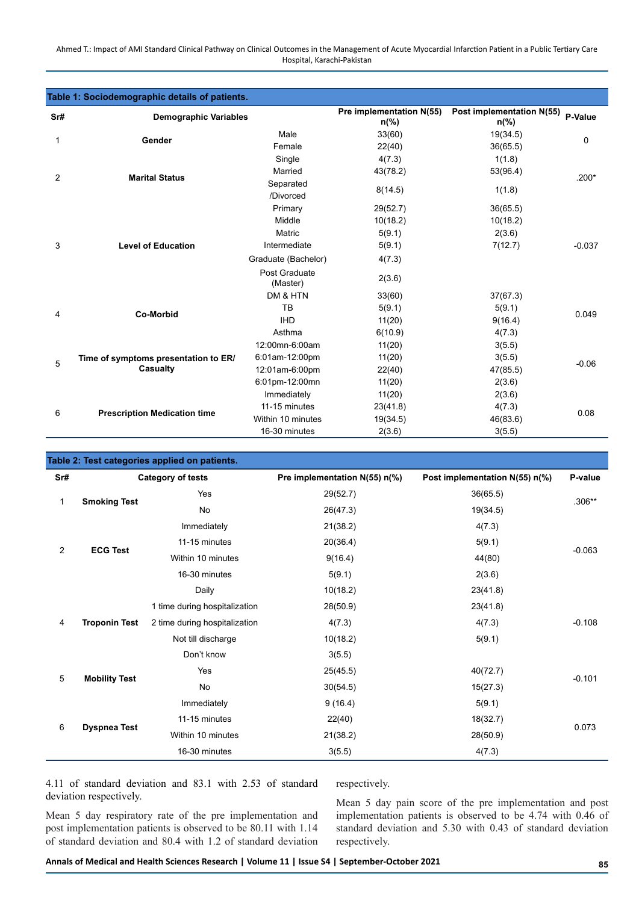**Table 1: Sociodemographic details of patients.**

| Sr# | Demographic Variables | | Pre implementation N(55) n(%) | Post implementation N(55) n(%) | P-Value |
|---|---|---|---|---|---|
| 1 | Gender | Male | 33(60) | 19(34.5) | 0 |
| | | Female | 22(40) | 36(65.5) | |
| 2 | Marital Status | Single | 4(7.3) | 1(1.8) | .200* |
| | | Married | 43(78.2) | 53(96.4) | |
| | | Separated /Divorced | 8(14.5) | 1(1.8) | |
| 3 | Level of Education | Primary | 29(52.7) | 36(65.5) | -0.037 |
| | | Middle | 10(18.2) | 10(18.2) | |
| | | Matric | 5(9.1) | 2(3.6) | |
| | | Intermediate | 5(9.1) | 7(12.7) | |
| | | Graduate (Bachelor) | 4(7.3) | | |
| | | Post Graduate (Master) | 2(3.6) | | |
| 4 | Co-Morbid | DM & HTN | 33(60) | 37(67.3) | 0.049 |
| | | TB | 5(9.1) | 5(9.1) | |
| | | IHD | 11(20) | 9(16.4) | |
| | | Asthma | 6(10.9) | 4(7.3) | |
| 5 | Time of symptoms presentation to ER/ Casualty | 12:00mn-6:00am | 11(20) | 3(5.5) | -0.06 |
| | | 6:01am-12:00pm | 11(20) | 3(5.5) | |
| | | 12:01am-6:00pm | 22(40) | 47(85.5) | |
| | | 6:01pm-12:00mn | 11(20) | 2(3.6) | |
| 6 | Prescription Medication time | Immediately | 11(20) | 2(3.6) | 0.08 |
| | | 11-15 minutes | 23(41.8) | 4(7.3) | |
| | | Within 10 minutes | 19(34.5) | 46(83.6) | |
| | | 16-30 minutes | 2(3.6) | 3(5.5) | |

**Table 2: Test categories applied on patients.**

| Sr# | Category of tests | | Pre implementation N(55) n(%) | Post implementation N(55) n(%) | P-value |
|---|---|---|---|---|---|
| 1 | Smoking Test | Yes | 29(52.7) | 36(65.5) | .306** |
| | | No | 26(47.3) | 19(34.5) | |
| 2 | ECG Test | Immediately | 21(38.2) | 4(7.3) | -0.063 |
| | | 11-15 minutes | 20(36.4) | 5(9.1) | |
| | | Within 10 minutes | 9(16.4) | 44(80) | |
| | | 16-30 minutes | 5(9.1) | 2(3.6) | |
| 4 | Troponin Test | Daily | 10(18.2) | 23(41.8) | -0.108 |
| | | 1 time during hospitalization | 28(50.9) | 23(41.8) | |
| | | 2 time during hospitalization | 4(7.3) | 4(7.3) | |
| | | Not till discharge | 10(18.2) | 5(9.1) | |
| | | Don't know | 3(5.5) | | |
| 5 | Mobility Test | Yes | 25(45.5) | 40(72.7) | -0.101 |
| | | No | 30(54.5) | 15(27.3) | |
| 6 | Dyspnea Test | Immediately | 9 (16.4) | 5(9.1) | 0.073 |
| | | 11-15 minutes | 22(40) | 18(32.7) | |
| | | Within 10 minutes | 21(38.2) | 28(50.9) | |
| | | 16-30 minutes | 3(5.5) | 4(7.3) | |

4.11 of standard deviation and 83.1 with 2.53 of standard deviation respectively.

Mean 5 day respiratory rate of the pre implementation and post implementation patients is observed to be 80.11 with 1.14 of standard deviation and 80.4 with 1.2 of standard deviation respectively.

Mean 5 day pain score of the pre implementation and post implementation patients is observed to be 4.74 with 0.46 of standard deviation and 5.30 with 0.43 of standard deviation respectively.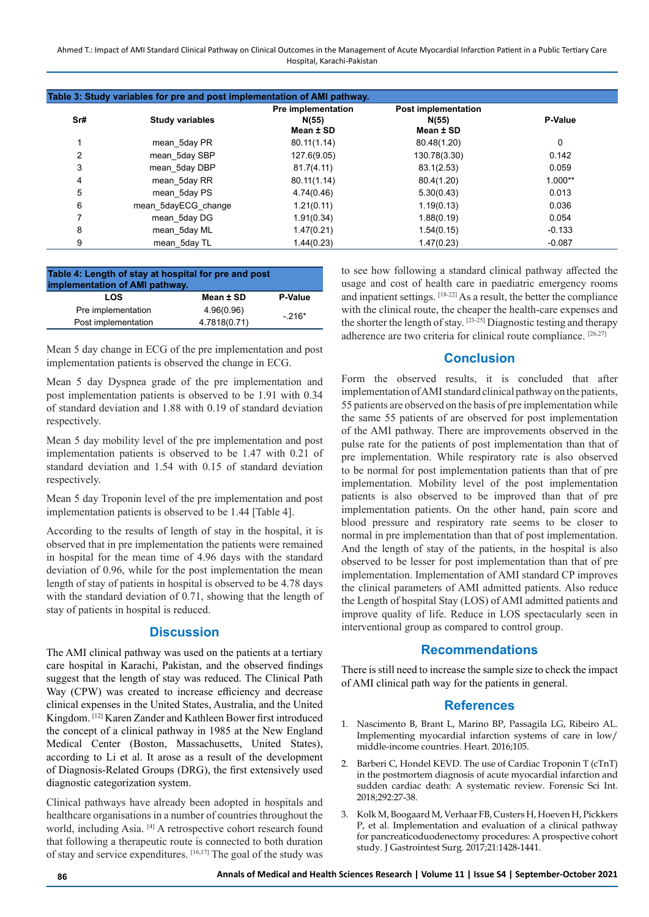**Table 3: Study variables for pre and post implementation of AMI pathway.**

| Sr# | Study variables | Pre implementation N(55) Mean ± SD | Post implementation N(55) Mean ± SD | P-Value |
|---|---|---|---|---|
| 1 | mean_5day PR | 80.11(1.14) | 80.48(1.20) | 0 |
| 2 | mean_5day SBP | 127.6(9.05) | 130.78(3.30) | 0.142 |
| 3 | mean_5day DBP | 81.7(4.11) | 83.1(2.53) | 0.059 |
| 4 | mean_5day RR | 80.11(1.14) | 80.4(1.20) | 1.000** |
| 5 | mean_5day PS | 4.74(0.46) | 5.30(0.43) | 0.013 |
| 6 | mean_5dayECG_change | 1.21(0.11) | 1.19(0.13) | 0.036 |
| 7 | mean_5day DG | 1.91(0.34) | 1.88(0.19) | 0.054 |
| 8 | mean_5day ML | 1.47(0.21) | 1.54(0.15) | -0.133 |
| 9 | mean_5day TL | 1.44(0.23) | 1.47(0.23) | -0.087 |

**Table 4: Length of stay at hospital for pre and post implementation of AMI pathway.**

| LOS | Mean ± SD | P-Value |
|---|---|---|
| Pre implementation | 4.96(0.96) | -.216* |
| Post implementation | 4.7818(0.71) | |

Mean 5 day change in ECG of the pre implementation and post implementation patients is observed the change in ECG.

Mean 5 day Dyspnea grade of the pre implementation and post implementation patients is observed to be 1.91 with 0.34 of standard deviation and 1.88 with 0.19 of standard deviation respectively.

Mean 5 day mobility level of the pre implementation and post implementation patients is observed to be 1.47 with 0.21 of standard deviation and 1.54 with 0.15 of standard deviation respectively.

Mean 5 day Troponin level of the pre implementation and post implementation patients is observed to be 1.44 [Table 4].

According to the results of length of stay in the hospital, it is observed that in pre implementation the patients were remained in hospital for the mean time of 4.96 days with the standard deviation of 0.96, while for the post implementation the mean length of stay of patients in hospital is observed to be 4.78 days with the standard deviation of 0.71, showing that the length of stay of patients in hospital is reduced.

## Discussion

The AMI clinical pathway was used on the patients at a tertiary care hospital in Karachi, Pakistan, and the observed findings suggest that the length of stay was reduced. The Clinical Path Way (CPW) was created to increase efficiency and decrease clinical expenses in the United States, Australia, and the United Kingdom. [12] Karen Zander and Kathleen Bower first introduced the concept of a clinical pathway in 1985 at the New England Medical Center (Boston, Massachusetts, United States), according to Li et al. It arose as a result of the development of Diagnosis-Related Groups (DRG), the first extensively used diagnostic categorization system.

Clinical pathways have already been adopted in hospitals and healthcare organisations in a number of countries throughout the world, including Asia. [4] A retrospective cohort research found that following a therapeutic route is connected to both duration of stay and service expenditures. [16,17] The goal of the study was to see how following a standard clinical pathway affected the usage and cost of health care in paediatric emergency rooms and inpatient settings. [18-22] As a result, the better the compliance with the clinical route, the cheaper the health-care expenses and the shorter the length of stay. [23-25] Diagnostic testing and therapy adherence are two criteria for clinical route compliance. [26,27]

## Conclusion

Form the observed results, it is concluded that after implementation of AMI standard clinical pathway on the patients, 55 patients are observed on the basis of pre implementation while the same 55 patients of are observed for post implementation of the AMI pathway. There are improvements observed in the pulse rate for the patients of post implementation than that of pre implementation. While respiratory rate is also observed to be normal for post implementation patients than that of pre implementation. Mobility level of the post implementation patients is also observed to be improved than that of pre implementation patients. On the other hand, pain score and blood pressure and respiratory rate seems to be closer to normal in pre implementation than that of post implementation. And the length of stay of the patients, in the hospital is also observed to be lesser for post implementation than that of pre implementation. Implementation of AMI standard CP improves the clinical parameters of AMI admitted patients. Also reduce the Length of hospital Stay (LOS) of AMI admitted patients and improve quality of life. Reduce in LOS spectacularly seen in interventional group as compared to control group.

## Recommendations

There is still need to increase the sample size to check the impact of AMI clinical path way for the patients in general.

## References

1. Nascimento B, Brant L, Marino BP, Passagila LG, Ribeiro AL. Implementing myocardial infarction systems of care in low/middle-income countries. Heart. 2016;105.
2. Barberi C, Hondel KEVD. The use of Cardiac Troponin T (cTnT) in the postmortem diagnosis of acute myocardial infarction and sudden cardiac death: A systematic review. Forensic Sci Int. 2018;292:27-38.
3. Kolk M, Boogaard M, Verhaar FB, Custers H, Hoeven H, Pickkers P, et al. Implementation and evaluation of a clinical pathway for pancreaticoduodenectomy procedures: A prospective cohort study. J Gastrointest Surg. 2017;21:1428-1441.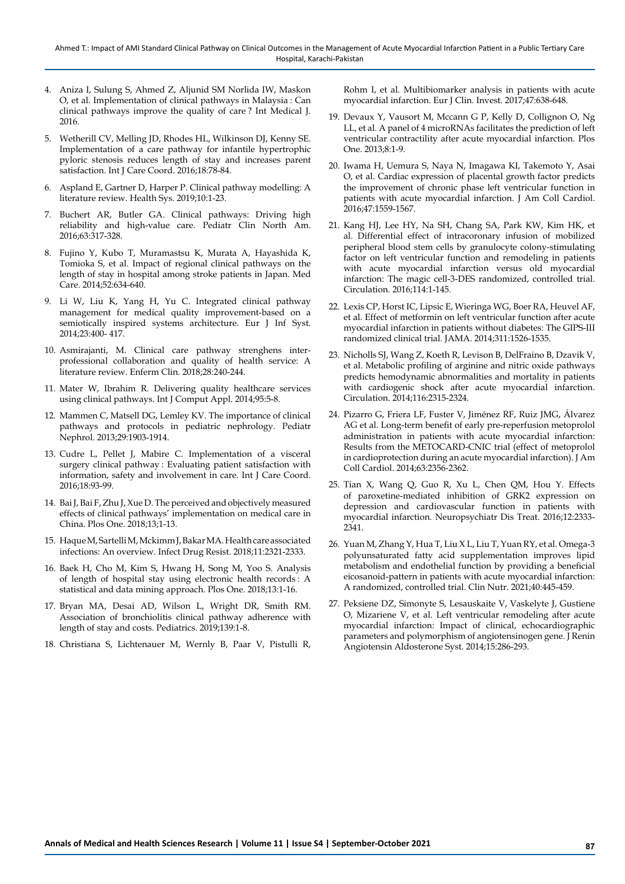4. Aniza I, Sulung S, Ahmed Z, Aljunid SM Norlida IW, Maskon O, et al. Implementation of clinical pathways in Malaysia : Can clinical pathways improve the quality of care ? Int Medical J. 2016.
5. Wetherill CV, Melling JD, Rhodes HL, Wilkinson DJ, Kenny SE. Implementation of a care pathway for infantile hypertrophic pyloric stenosis reduces length of stay and increases parent satisfaction. Int J Care Coord. 2016;18:78-84.
6. Aspland E, Gartner D, Harper P. Clinical pathway modelling: A literature review. Health Sys. 2019;10:1-23.
7. Buchert AR, Butler GA. Clinical pathways: Driving high reliability and high-value care. Pediatr Clin North Am. 2016;63:317-328.
8. Fujino Y, Kubo T, Muramastsu K, Murata A, Hayashida K, Tomioka S, et al. Impact of regional clinical pathways on the length of stay in hospital among stroke patients in Japan. Med Care. 2014;52:634-640.
9. Li W, Liu K, Yang H, Yu C. Integrated clinical pathway management for medical quality improvement-based on a semiotically inspired systems architecture. Eur J Inf Syst. 2014;23:400- 417.
10. Asmirajanti, M. Clinical care pathway strenghens inter-professional collaboration and quality of health service: A literature review. Enferm Clin. 2018;28:240-244.
11. Mater W, Ibrahim R. Delivering quality healthcare services using clinical pathways. Int J Comput Appl. 2014;95:5-8.
12. Mammen C, Matsell DG, Lemley KV. The importance of clinical pathways and protocols in pediatric nephrology. Pediatr Nephrol. 2013;29:1903-1914.
13. Cudre L, Pellet J, Mabire C. Implementation of a visceral surgery clinical pathway : Evaluating patient satisfaction with information, safety and involvement in care. Int J Care Coord. 2016;18:93-99.
14. Bai J, Bai F, Zhu J, Xue D. The perceived and objectively measured effects of clinical pathways' implementation on medical care in China. Plos One. 2018;13;1-13.
15. Haque M, Sartelli M, Mckimm J, Bakar MA. Health care associated infections: An overview. Infect Drug Resist. 2018;11:2321-2333.
16. Baek H, Cho M, Kim S, Hwang H, Song M, Yoo S. Analysis of length of hospital stay using electronic health records : A statistical and data mining approach. Plos One. 2018;13:1-16.
17. Bryan MA, Desai AD, Wilson L, Wright DR, Smith RM. Association of bronchiolitis clinical pathway adherence with length of stay and costs. Pediatrics. 2019;139:1-8.
18. Christiana S, Lichtenauer M, Wernly B, Paar V, Pistulli R, Rohm I, et al. Multibiomarker analysis in patients with acute myocardial infarction. Eur J Clin. Invest. 2017;47:638-648.
19. Devaux Y, Vausort M, Mccann G P, Kelly D, Collignon O, Ng LL, et al. A panel of 4 microRNAs facilitates the prediction of left ventricular contractility after acute myocardial infarction. Plos One. 2013;8:1-9.
20. Iwama H, Uemura S, Naya N, Imagawa KI, Takemoto Y, Asai O, et al. Cardiac expression of placental growth factor predicts the improvement of chronic phase left ventricular function in patients with acute myocardial infarction. J Am Coll Cardiol. 2016;47:1559-1567.
21. Kang HJ, Lee HY, Na SH, Chang SA, Park KW, Kim HK, et al. Differential effect of intracoronary infusion of mobilized peripheral blood stem cells by granulocyte colony-stimulating factor on left ventricular function and remodeling in patients with acute myocardial infarction versus old myocardial infarction: The magic cell-3-DES randomized, controlled trial. Circulation. 2016;114:1-145.
22. Lexis CP, Horst IC, Lipsic E, Wieringa WG, Boer RA, Heuvel AF, et al. Effect of metformin on left ventricular function after acute myocardial infarction in patients without diabetes: The GIPS-III randomized clinical trial. JAMA. 2014;311:1526-1535.
23. Nicholls SJ, Wang Z, Koeth R, Levison B, DelFraino B, Dzavik V, et al. Metabolic profiling of arginine and nitric oxide pathways predicts hemodynamic abnormalities and mortality in patients with cardiogenic shock after acute myocardial infarction. Circulation. 2014;116:2315-2324.
24. Pizarro G, Friera LF, Fuster V, Jiménez RF, Ruiz JMG, Álvarez AG et al. Long-term benefit of early pre-reperfusion metoprolol administration in patients with acute myocardial infarction: Results from the METOCARD-CNIC trial (effect of metoprolol in cardioprotection during an acute myocardial infarction). J Am Coll Cardiol. 2014;63:2356-2362.
25. Tian X, Wang Q, Guo R, Xu L, Chen QM, Hou Y. Effects of paroxetine-mediated inhibition of GRK2 expression on depression and cardiovascular function in patients with myocardial infarction. Neuropsychiatr Dis Treat. 2016;12:2333-2341.
26. Yuan M, Zhang Y, Hua T, Liu X L, Liu T, Yuan RY, et al. Omega-3 polyunsaturated fatty acid supplementation improves lipid metabolism and endothelial function by providing a beneficial eicosanoid-pattern in patients with acute myocardial infarction: A randomized, controlled trial. Clin Nutr. 2021;40:445-459.
27. Peksiene DZ, Simonyte S, Lesauskaite V, Vaskelyte J, Gustiene O, Mizariene V, et al. Left ventricular remodeling after acute myocardial infarction: Impact of clinical, echocardiographic parameters and polymorphism of angiotensinogen gene. J Renin Angiotensin Aldosterone Syst. 2014;15:286-293.